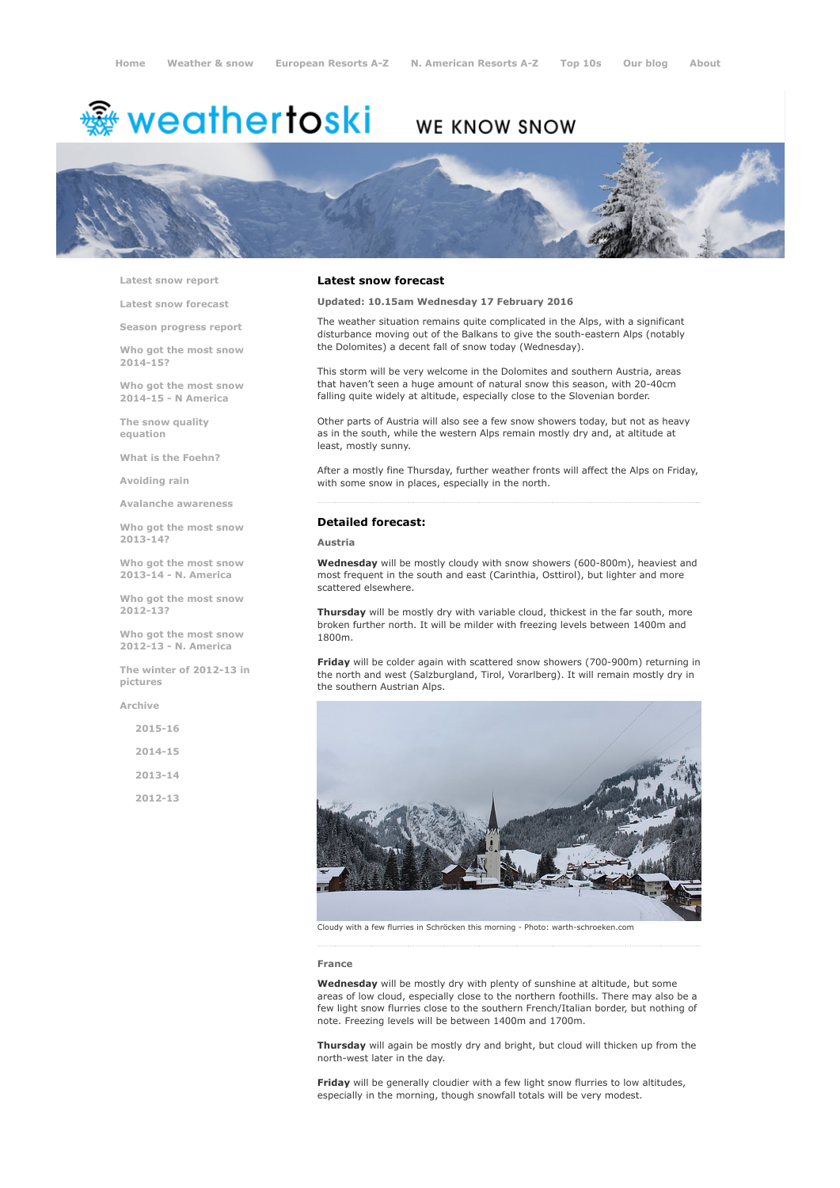Home | Weather & snow | European Resorts A-Z | N. American Resorts A-Z | Top 10s | Our blog | About

weathertoski — WE KNOW SNOW

- Latest snow report
- Latest snow forecast
- Season progress report
- Who got the most snow 2014-15?
- Who got the most snow 2014-15 - N America
- The snow quality equation
- What is the Foehn?
- Avoiding rain
- Avalanche awareness
- Who got the most snow 2013-14?
- Who got the most snow 2013-14 - N. America
- Who got the most snow 2012-13?
- Who got the most snow 2012-13 - N. America
- The winter of 2012-13 in pictures
- Archive
  - 2015-16
  - 2014-15
  - 2013-14
  - 2012-13

## Latest snow forecast

**Updated: 10.15am Wednesday 17 February 2016**

The weather situation remains quite complicated in the Alps, with a significant disturbance moving out of the Balkans to give the south-eastern Alps (notably the Dolomites) a decent fall of snow today (Wednesday).

This storm will be very welcome in the Dolomites and southern Austria, areas that haven't seen a huge amount of natural snow this season, with 20-40cm falling quite widely at altitude, especially close to the Slovenian border.

Other parts of Austria will also see a few snow showers today, but not as heavy as in the south, while the western Alps remain mostly dry and, at altitude at least, mostly sunny.

After a mostly fine Thursday, further weather fronts will affect the Alps on Friday, with some snow in places, especially in the north.

## Detailed forecast:

### Austria

**Wednesday** will be mostly cloudy with snow showers (600-800m), heaviest and most frequent in the south and east (Carinthia, Osttirol), but lighter and more scattered elsewhere.

**Thursday** will be mostly dry with variable cloud, thickest in the far south, more broken further north. It will be milder with freezing levels between 1400m and 1800m.

**Friday** will be colder again with scattered snow showers (700-900m) returning in the north and west (Salzburgland, Tirol, Vorarlberg). It will remain mostly dry in the southern Austrian Alps.

Cloudy with a few flurries in Schröcken this morning - Photo: warth-schroeken.com

### France

**Wednesday** will be mostly dry with plenty of sunshine at altitude, but some areas of low cloud, especially close to the northern foothills. There may also be a few light snow flurries close to the southern French/Italian border, but nothing of note. Freezing levels will be between 1400m and 1700m.

**Thursday** will again be mostly dry and bright, but cloud will thicken up from the north-west later in the day.

**Friday** will be generally cloudier with a few light snow flurries to low altitudes, especially in the morning, though snowfall totals will be very modest.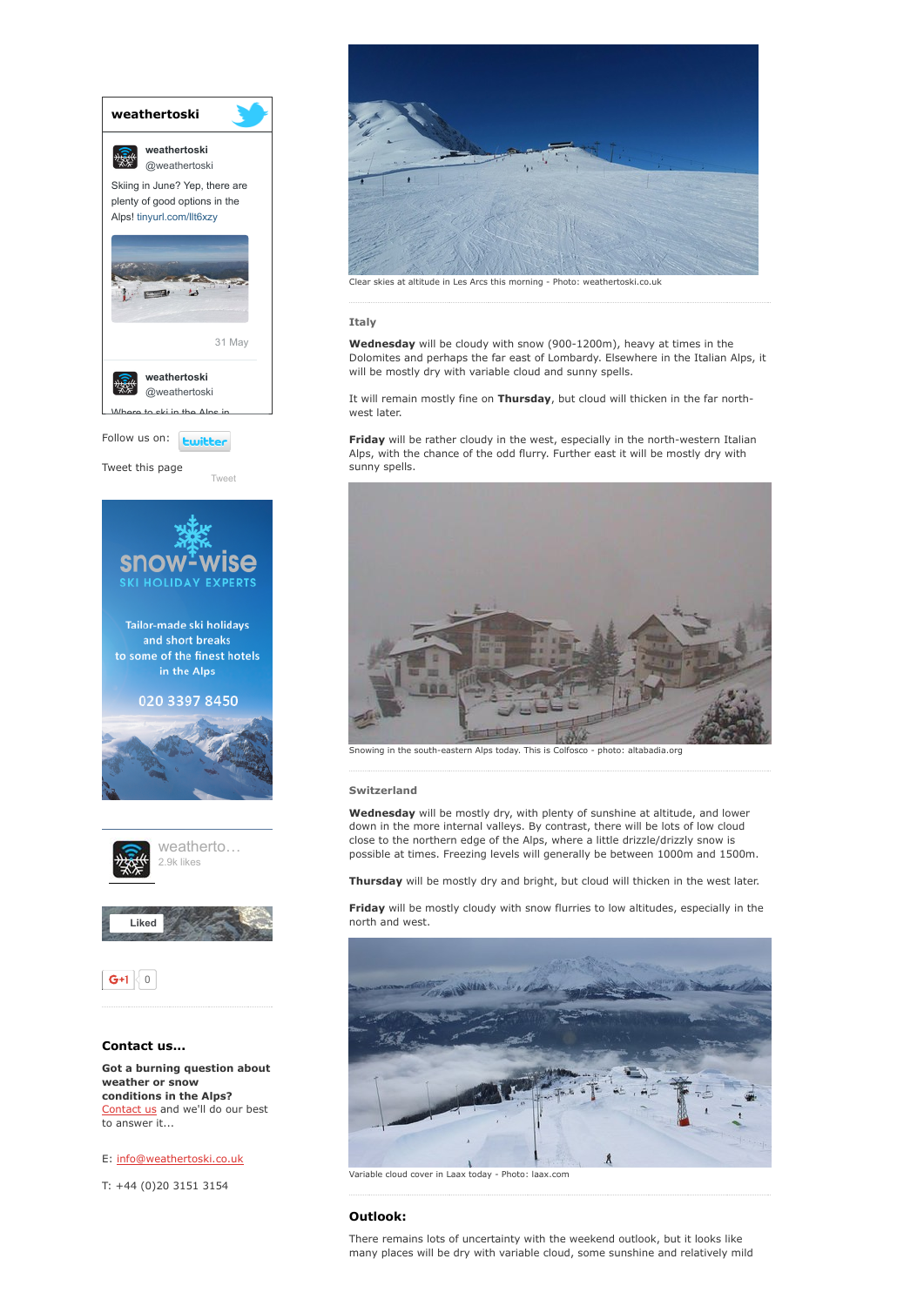Clear skies at altitude in Les Arcs this morning - Photo: weathertoski.co.uk

### Italy

**Wednesday** will be cloudy with snow (900-1200m), heavy at times in the Dolomites and perhaps the far east of Lombardy. Elsewhere in the Italian Alps, it will be mostly dry with variable cloud and sunny spells.

It will remain mostly fine on **Thursday**, but cloud will thicken in the far north-west later.

**Friday** will be rather cloudy in the west, especially in the north-western Italian Alps, with the chance of the odd flurry. Further east it will be mostly dry with sunny spells.

Snowing in the south-eastern Alps today. This is Colfosco - photo: altabadia.org

### Switzerland

**Wednesday** will be mostly dry, with plenty of sunshine at altitude, and lower down in the more internal valleys. By contrast, there will be lots of low cloud close to the northern edge of the Alps, where a little drizzle/drizzly snow is possible at times. Freezing levels will generally be between 1000m and 1500m.

**Thursday** will be mostly dry and bright, but cloud will thicken in the west later.

**Friday** will be mostly cloudy with snow flurries to low altitudes, especially in the north and west.

Variable cloud cover in Laax today - Photo: laax.com

## Outlook:

There remains lots of uncertainty with the weekend outlook, but it looks like many places will be dry with variable cloud, some sunshine and relatively mild

---

**weathertoski**

weathertoski @weathertoski

Skiing in June? Yep, there are plenty of good options in the Alps! tinyurl.com/llt6xzy

31 May

weathertoski @weathertoski

Where to ski in the Alps in

Follow us on: twitter

Tweet this page

Tweet

snow-wise SKI HOLIDAY EXPERTS

Tailor-made ski holidays and short breaks to some of the finest hotels in the Alps

020 3397 8450

weatherto... 2.9k likes

Liked

G+1 0

### Contact us...

**Got a burning question about weather or snow conditions in the Alps?**
Contact us and we'll do our best to answer it...

E: info@weathertoski.co.uk

T: +44 (0)20 3151 3154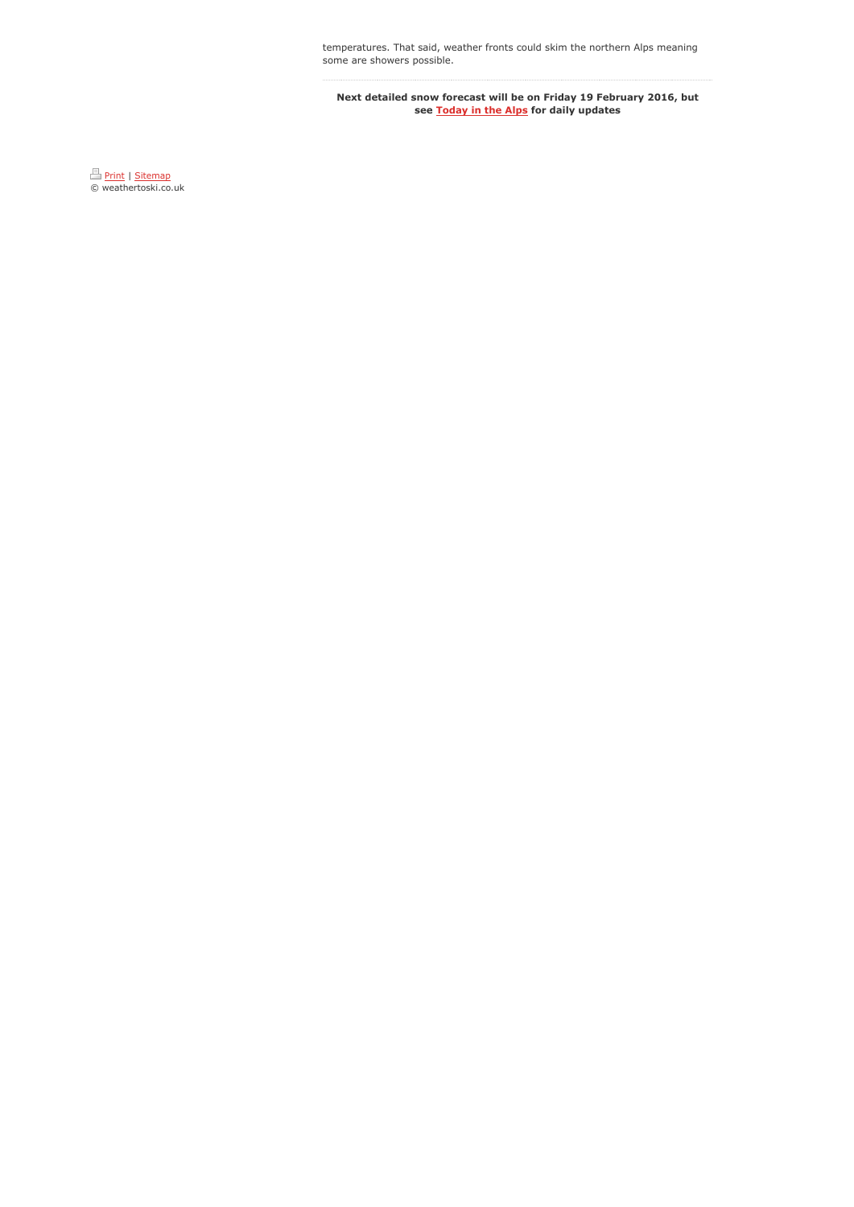temperatures. That said, weather fronts could skim the northern Alps meaning some are showers possible.

---

**Next detailed snow forecast will be on Friday 19 February 2016, but see Today in the Alps for daily updates**

Print | Sitemap
© weathertoski.co.uk